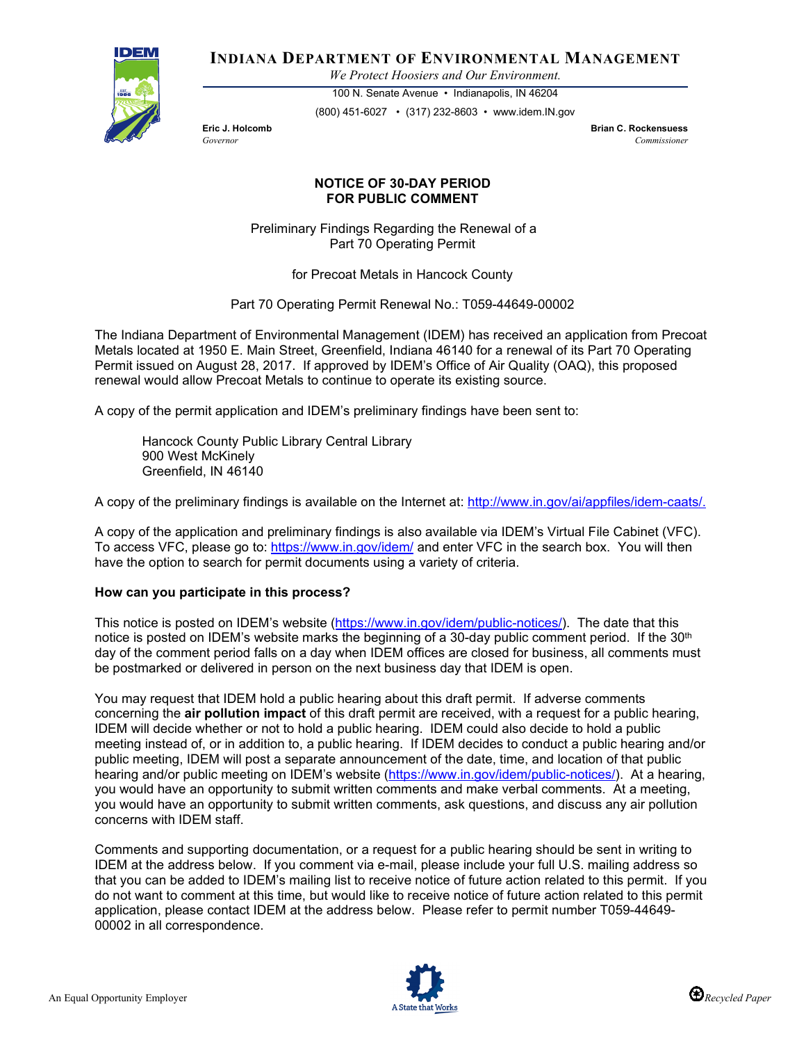# INDIANA DEPARTMENT OF ENVIRONMENTAL MANAGEMENT

*We Protect Hoosiers and Our Environment.*

100 N. Senate Avenue • Indianapolis, IN 46204

(800) 451-6027 • (317) 232-8603 • www.idem.IN.gov

**Eric J. Holcomb**
*Governor*

**Brian C. Rockensuess**
*Commissioner*

## NOTICE OF 30-DAY PERIOD FOR PUBLIC COMMENT

Preliminary Findings Regarding the Renewal of a Part 70 Operating Permit

for Precoat Metals in Hancock County

Part 70 Operating Permit Renewal No.: T059-44649-00002

The Indiana Department of Environmental Management (IDEM) has received an application from Precoat Metals located at 1950 E. Main Street, Greenfield, Indiana 46140 for a renewal of its Part 70 Operating Permit issued on August 28, 2017. If approved by IDEM's Office of Air Quality (OAQ), this proposed renewal would allow Precoat Metals to continue to operate its existing source.

A copy of the permit application and IDEM's preliminary findings have been sent to:

Hancock County Public Library Central Library
900 West McKinely
Greenfield, IN 46140

A copy of the preliminary findings is available on the Internet at: http://www.in.gov/ai/appfiles/idem-caats/.

A copy of the application and preliminary findings is also available via IDEM's Virtual File Cabinet (VFC). To access VFC, please go to: https://www.in.gov/idem/ and enter VFC in the search box. You will then have the option to search for permit documents using a variety of criteria.

**How can you participate in this process?**

This notice is posted on IDEM's website (https://www.in.gov/idem/public-notices/). The date that this notice is posted on IDEM's website marks the beginning of a 30-day public comment period. If the 30th day of the comment period falls on a day when IDEM offices are closed for business, all comments must be postmarked or delivered in person on the next business day that IDEM is open.

You may request that IDEM hold a public hearing about this draft permit. If adverse comments concerning the **air pollution impact** of this draft permit are received, with a request for a public hearing, IDEM will decide whether or not to hold a public hearing. IDEM could also decide to hold a public meeting instead of, or in addition to, a public hearing. If IDEM decides to conduct a public hearing and/or public meeting, IDEM will post a separate announcement of the date, time, and location of that public hearing and/or public meeting on IDEM's website (https://www.in.gov/idem/public-notices/). At a hearing, you would have an opportunity to submit written comments and make verbal comments. At a meeting, you would have an opportunity to submit written comments, ask questions, and discuss any air pollution concerns with IDEM staff.

Comments and supporting documentation, or a request for a public hearing should be sent in writing to IDEM at the address below. If you comment via e-mail, please include your full U.S. mailing address so that you can be added to IDEM's mailing list to receive notice of future action related to this permit. If you do not want to comment at this time, but would like to receive notice of future action related to this permit application, please contact IDEM at the address below. Please refer to permit number T059-44649-00002 in all correspondence.

An Equal Opportunity Employer

A State that Works

Recycled Paper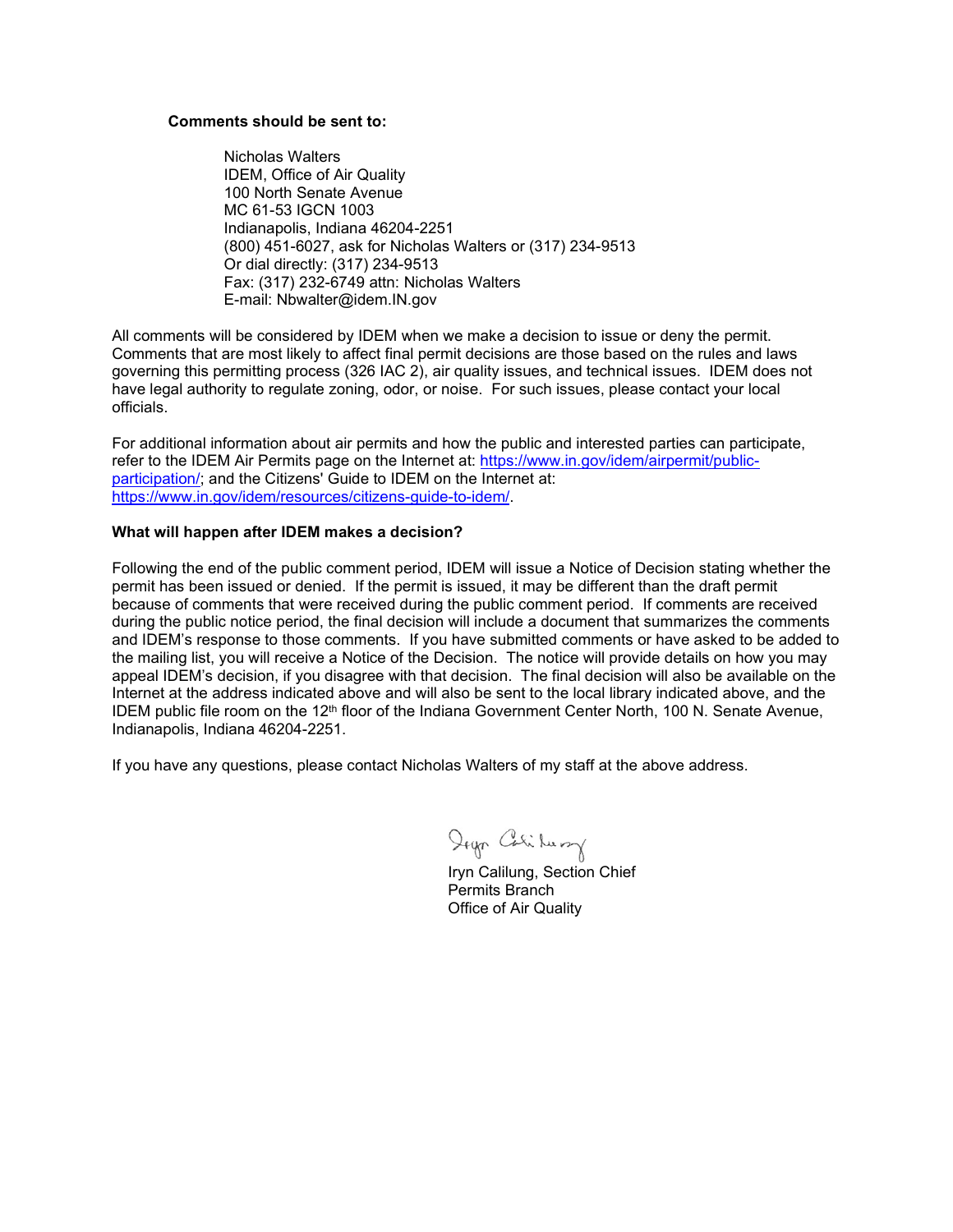**Comments should be sent to:**

Nicholas Walters
IDEM, Office of Air Quality
100 North Senate Avenue
MC 61-53 IGCN 1003
Indianapolis, Indiana 46204-2251
(800) 451-6027, ask for Nicholas Walters or (317) 234-9513
Or dial directly: (317) 234-9513
Fax: (317) 232-6749 attn: Nicholas Walters
E-mail: Nbwalter@idem.IN.gov

All comments will be considered by IDEM when we make a decision to issue or deny the permit. Comments that are most likely to affect final permit decisions are those based on the rules and laws governing this permitting process (326 IAC 2), air quality issues, and technical issues. IDEM does not have legal authority to regulate zoning, odor, or noise. For such issues, please contact your local officials.

For additional information about air permits and how the public and interested parties can participate, refer to the IDEM Air Permits page on the Internet at: https://www.in.gov/idem/airpermit/public-participation/; and the Citizens' Guide to IDEM on the Internet at: https://www.in.gov/idem/resources/citizens-guide-to-idem/.

**What will happen after IDEM makes a decision?**

Following the end of the public comment period, IDEM will issue a Notice of Decision stating whether the permit has been issued or denied. If the permit is issued, it may be different than the draft permit because of comments that were received during the public comment period. If comments are received during the public notice period, the final decision will include a document that summarizes the comments and IDEM's response to those comments. If you have submitted comments or have asked to be added to the mailing list, you will receive a Notice of the Decision. The notice will provide details on how you may appeal IDEM's decision, if you disagree with that decision. The final decision will also be available on the Internet at the address indicated above and will also be sent to the local library indicated above, and the IDEM public file room on the 12th floor of the Indiana Government Center North, 100 N. Senate Avenue, Indianapolis, Indiana 46204-2251.

If you have any questions, please contact Nicholas Walters of my staff at the above address.

Iryn Calilung, Section Chief
Permits Branch
Office of Air Quality